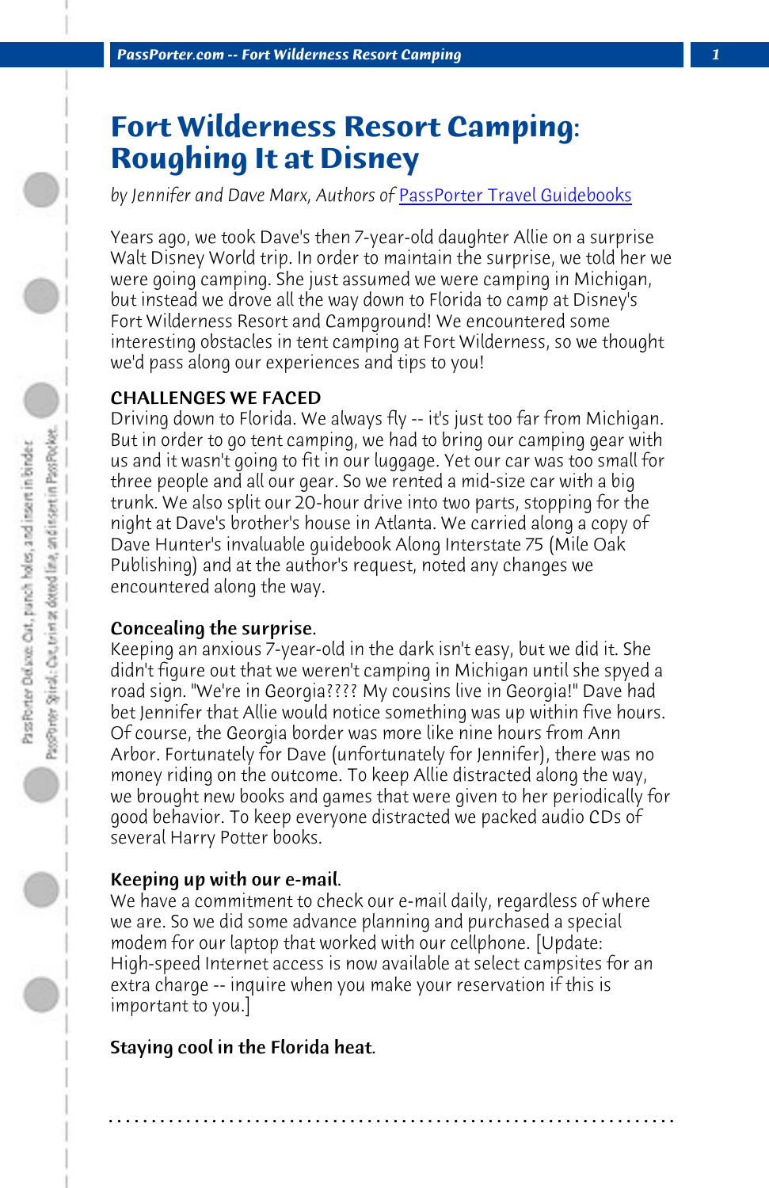# Fort Wilderness Resort Camping: Roughing It at Disney

*by Jennifer and Dave Marx, Authors of* [PassPorter Travel Guidebooks]

Years ago, we took Dave's then 7-year-old daughter Allie on a surprise Walt Disney World trip. In order to maintain the surprise, we told her we were going camping. She just assumed we were camping in Michigan, but instead we drove all the way down to Florida to camp at Disney's Fort Wilderness Resort and Campground! We encountered some interesting obstacles in tent camping at Fort Wilderness, so we thought we'd pass along our experiences and tips to you!

**CHALLENGES WE FACED**

Driving down to Florida. We always fly -- it's just too far from Michigan. But in order to go tent camping, we had to bring our camping gear with us and it wasn't going to fit in our luggage. Yet our car was too small for three people and all our gear. So we rented a mid-size car with a big trunk. We also split our 20-hour drive into two parts, stopping for the night at Dave's brother's house in Atlanta. We carried along a copy of Dave Hunter's invaluable guidebook Along Interstate 75 (Mile Oak Publishing) and at the author's request, noted any changes we encountered along the way.

**Concealing the surprise.**

Keeping an anxious 7-year-old in the dark isn't easy, but we did it. She didn't figure out that we weren't camping in Michigan until she spyed a road sign. "We're in Georgia???? My cousins live in Georgia!" Dave had bet Jennifer that Allie would notice something was up within five hours. Of course, the Georgia border was more like nine hours from Ann Arbor. Fortunately for Dave (unfortunately for Jennifer), there was no money riding on the outcome. To keep Allie distracted along the way, we brought new books and games that were given to her periodically for good behavior. To keep everyone distracted we packed audio CDs of several Harry Potter books.

**Keeping up with our e-mail.**

We have a commitment to check our e-mail daily, regardless of where we are. So we did some advance planning and purchased a special modem for our laptop that worked with our cellphone. [Update: High-speed Internet access is now available at select campsites for an extra charge -- inquire when you make your reservation if this is important to you.]

**Staying cool in the Florida heat.**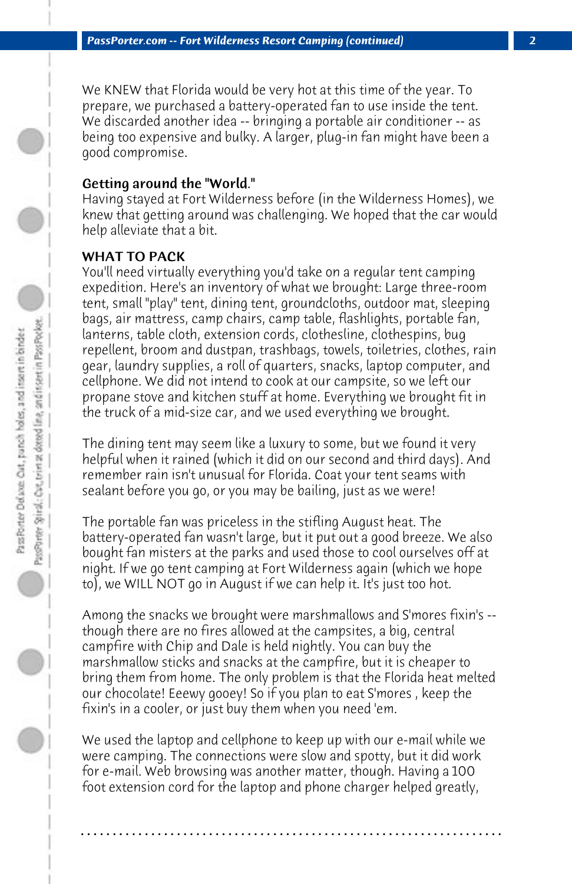We KNEW that Florida would be very hot at this time of the year. To prepare, we purchased a battery-operated fan to use inside the tent. We discarded another idea -- bringing a portable air conditioner -- as being too expensive and bulky. A larger, plug-in fan might have been a good compromise.

**Getting around the "World."**
Having stayed at Fort Wilderness before (in the Wilderness Homes), we knew that getting around was challenging. We hoped that the car would help alleviate that a bit.

**WHAT TO PACK**
You'll need virtually everything you'd take on a regular tent camping expedition. Here's an inventory of what we brought: Large three-room tent, small "play" tent, dining tent, groundcloths, outdoor mat, sleeping bags, air mattress, camp chairs, camp table, flashlights, portable fan, lanterns, table cloth, extension cords, clothesline, clothespins, bug repellent, broom and dustpan, trashbags, towels, toiletries, clothes, rain gear, laundry supplies, a roll of quarters, snacks, laptop computer, and cellphone. We did not intend to cook at our campsite, so we left our propane stove and kitchen stuff at home. Everything we brought fit in the truck of a mid-size car, and we used everything we brought.

The dining tent may seem like a luxury to some, but we found it very helpful when it rained (which it did on our second and third days). And remember rain isn't unusual for Florida. Coat your tent seams with sealant before you go, or you may be bailing, just as we were!

The portable fan was priceless in the stifling August heat. The battery-operated fan wasn't large, but it put out a good breeze. We also bought fan misters at the parks and used those to cool ourselves off at night. If we go tent camping at Fort Wilderness again (which we hope to), we WILL NOT go in August if we can help it. It's just too hot.

Among the snacks we brought were marshmallows and S'mores fixin's -- though there are no fires allowed at the campsites, a big, central campfire with Chip and Dale is held nightly. You can buy the marshmallow sticks and snacks at the campfire, but it is cheaper to bring them from home. The only problem is that the Florida heat melted our chocolate! Eeewy gooey! So if you plan to eat S'mores , keep the fixin's in a cooler, or just buy them when you need 'em.

We used the laptop and cellphone to keep up with our e-mail while we were camping. The connections were slow and spotty, but it did work for e-mail. Web browsing was another matter, though. Having a 100 foot extension cord for the laptop and phone charger helped greatly,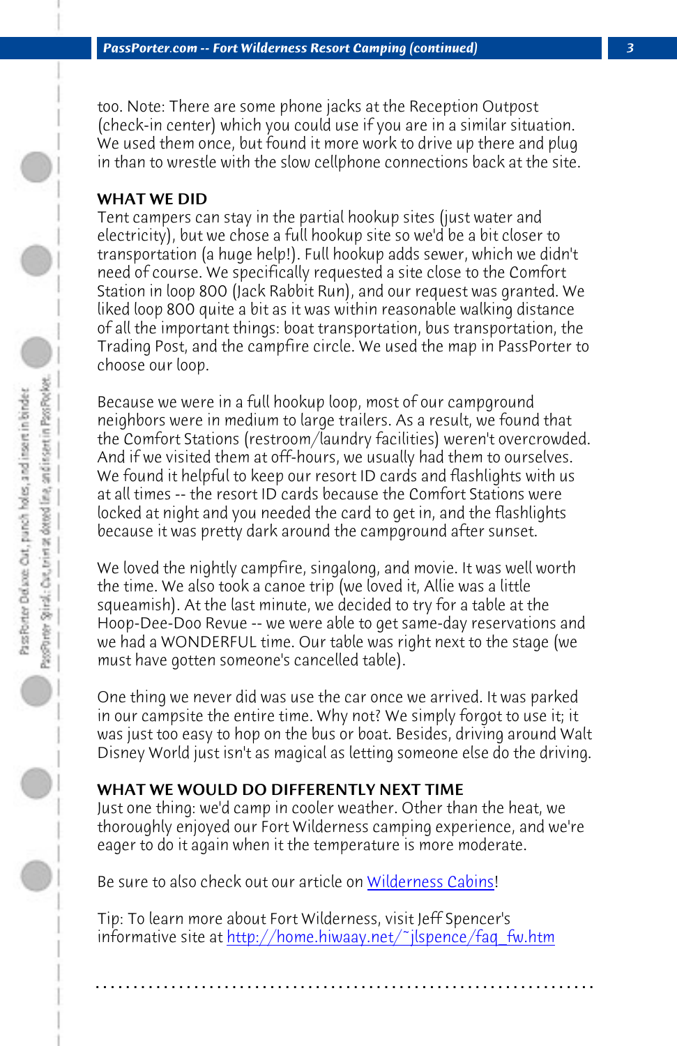too. Note: There are some phone jacks at the Reception Outpost (check-in center) which you could use if you are in a similar situation. We used them once, but found it more work to drive up there and plug in than to wrestle with the slow cellphone connections back at the site.

**WHAT WE DID**

Tent campers can stay in the partial hookup sites (just water and electricity), but we chose a full hookup site so we'd be a bit closer to transportation (a huge help!). Full hookup adds sewer, which we didn't need of course. We specifically requested a site close to the Comfort Station in loop 800 (Jack Rabbit Run), and our request was granted. We liked loop 800 quite a bit as it was within reasonable walking distance of all the important things: boat transportation, bus transportation, the Trading Post, and the campfire circle. We used the map in PassPorter to choose our loop.

Because we were in a full hookup loop, most of our campground neighbors were in medium to large trailers. As a result, we found that the Comfort Stations (restroom/laundry facilities) weren't overcrowded. And if we visited them at off-hours, we usually had them to ourselves. We found it helpful to keep our resort ID cards and flashlights with us at all times -- the resort ID cards because the Comfort Stations were locked at night and you needed the card to get in, and the flashlights because it was pretty dark around the campground after sunset.

We loved the nightly campfire, singalong, and movie. It was well worth the time. We also took a canoe trip (we loved it, Allie was a little squeamish). At the last minute, we decided to try for a table at the Hoop-Dee-Doo Revue -- we were able to get same-day reservations and we had a WONDERFUL time. Our table was right next to the stage (we must have gotten someone's cancelled table).

One thing we never did was use the car once we arrived. It was parked in our campsite the entire time. Why not? We simply forgot to use it; it was just too easy to hop on the bus or boat. Besides, driving around Walt Disney World just isn't as magical as letting someone else do the driving.

**WHAT WE WOULD DO DIFFERENTLY NEXT TIME**

Just one thing: we'd camp in cooler weather. Other than the heat, we thoroughly enjoyed our Fort Wilderness camping experience, and we're eager to do it again when it the temperature is more moderate.

Be sure to also check out our article on Wilderness Cabins!

Tip: To learn more about Fort Wilderness, visit Jeff Spencer's informative site at http://home.hiwaay.net/~jlspence/faq_fw.htm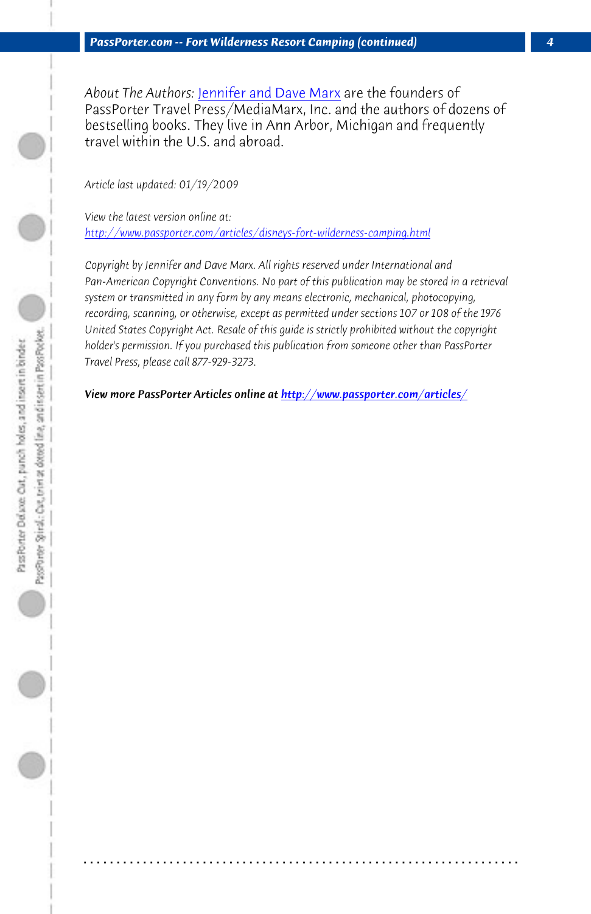*About The Authors:* Jennifer and Dave Marx are the founders of PassPorter Travel Press/MediaMarx, Inc. and the authors of dozens of bestselling books. They live in Ann Arbor, Michigan and frequently travel within the U.S. and abroad.

*Article last updated: 01/19/2009*

*View the latest version online at:*
*http://www.passporter.com/articles/disneys-fort-wilderness-camping.html*

*Copyright by Jennifer and Dave Marx. All rights reserved under International and Pan-American Copyright Conventions. No part of this publication may be stored in a retrieval system or transmitted in any form by any means electronic, mechanical, photocopying, recording, scanning, or otherwise, except as permitted under sections 107 or 108 of the 1976 United States Copyright Act. Resale of this guide is strictly prohibited without the copyright holder's permission. If you purchased this publication from someone other than PassPorter Travel Press, please call 877-929-3273.*

***View more PassPorter Articles online at http://www.passporter.com/articles/***